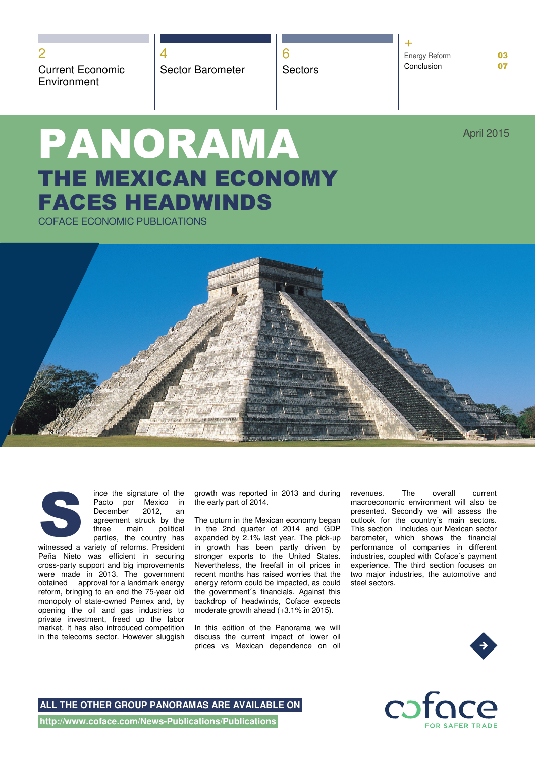2 Current Economic Environment

4 Sector Barometer

6 Sectors

+ Energy Reform 03
Conclusion 07

# PANORAMA

## THE MEXICAN ECONOMY FACES HEADWINDS

COFACE ECONOMIC PUBLICATIONS

April 2015

Since the signature of the Pacto por Mexico in December 2012, an agreement struck by the three main political parties, the country has witnessed a variety of reforms. President Peña Nieto was efficient in securing cross-party support and big improvements were made in 2013. The government obtained approval for a landmark energy reform, bringing to an end the 75-year old monopoly of state-owned Pemex and, by opening the oil and gas industries to private investment, freed up the labor market. It has also introduced competition in the telecoms sector. However sluggish growth was reported in 2013 and during the early part of 2014.

The upturn in the Mexican economy began in the 2nd quarter of 2014 and GDP expanded by 2.1% last year. The pick-up in growth has been partly driven by stronger exports to the United States. Nevertheless, the freefall in oil prices in recent months has raised worries that the energy reform could be impacted, as could the government´s financials. Against this backdrop of headwinds, Coface expects moderate growth ahead (+3.1% in 2015).

In this edition of the Panorama we will discuss the current impact of lower oil prices vs Mexican dependence on oil revenues. The overall current macroeconomic environment will also be presented. Secondly we will assess the outlook for the country´s main sectors. This section includes our Mexican sector barometer, which shows the financial performance of companies in different industries, coupled with Coface´s payment experience. The third section focuses on two major industries, the automotive and steel sectors.

**ALL THE OTHER GROUP PANORAMAS ARE AVAILABLE ON**
**http://www.coface.com/News-Publications/Publications**

coface FOR SAFER TRADE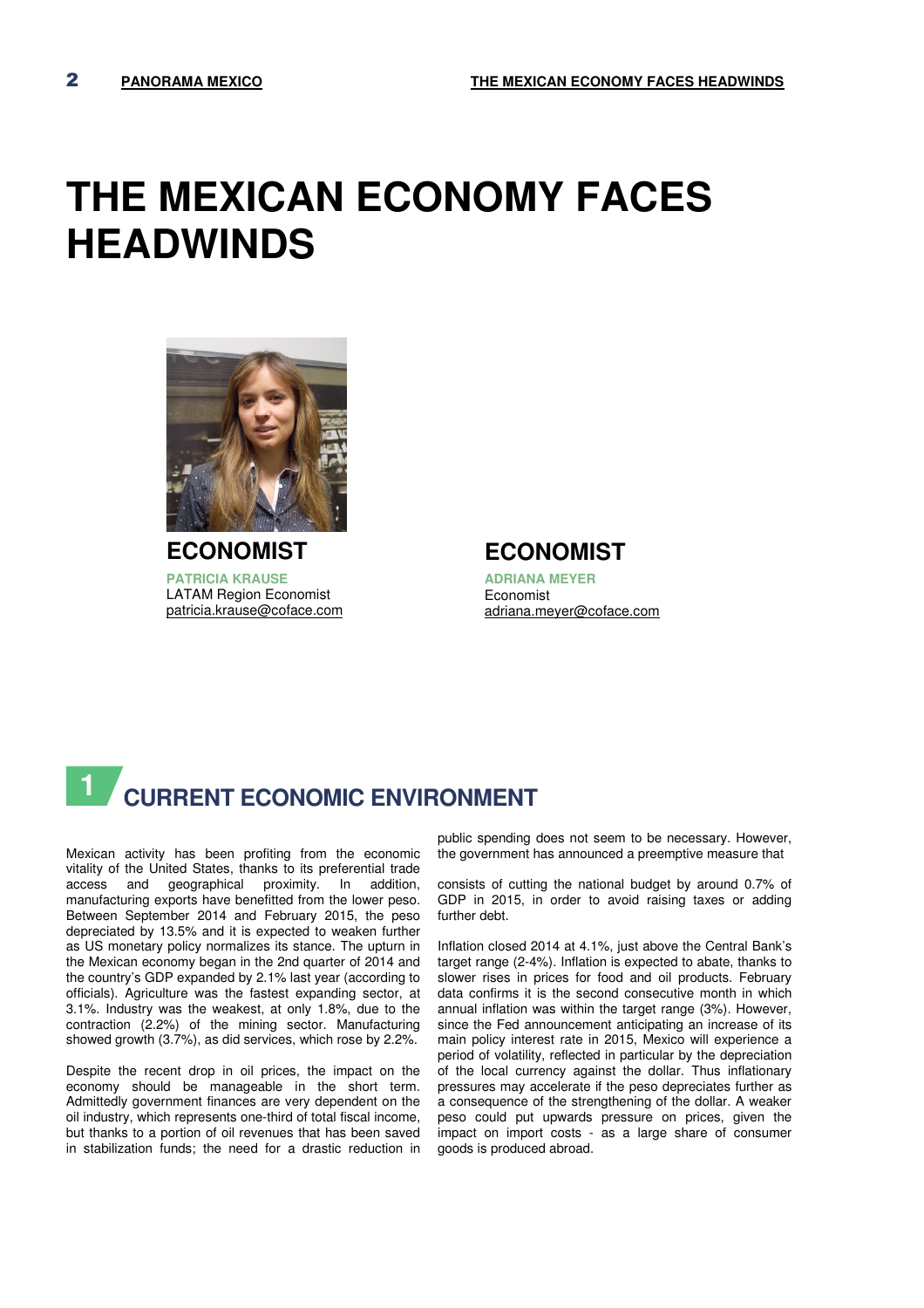# THE MEXICAN ECONOMY FACES HEADWINDS

**ECONOMIST**

**PATRICIA KRAUSE**
LATAM Region Economist
patricia.krause@coface.com

**ECONOMIST**

**ADRIANA MEYER**
Economist
adriana.meyer@coface.com

## 1 CURRENT ECONOMIC ENVIRONMENT

Mexican activity has been profiting from the economic vitality of the United States, thanks to its preferential trade access and geographical proximity. In addition, manufacturing exports have benefitted from the lower peso. Between September 2014 and February 2015, the peso depreciated by 13.5% and it is expected to weaken further as US monetary policy normalizes its stance. The upturn in the Mexican economy began in the 2nd quarter of 2014 and the country's GDP expanded by 2.1% last year (according to officials). Agriculture was the fastest expanding sector, at 3.1%. Industry was the weakest, at only 1.8%, due to the contraction (2.2%) of the mining sector. Manufacturing showed growth (3.7%), as did services, which rose by 2.2%.

Despite the recent drop in oil prices, the impact on the economy should be manageable in the short term. Admittedly government finances are very dependent on the oil industry, which represents one-third of total fiscal income, but thanks to a portion of oil revenues that has been saved in stabilization funds; the need for a drastic reduction in public spending does not seem to be necessary. However, the government has announced a preemptive measure that consists of cutting the national budget by around 0.7% of GDP in 2015, in order to avoid raising taxes or adding further debt.

Inflation closed 2014 at 4.1%, just above the Central Bank's target range (2-4%). Inflation is expected to abate, thanks to slower rises in prices for food and oil products. February data confirms it is the second consecutive month in which annual inflation was within the target range (3%). However, since the Fed announcement anticipating an increase of its main policy interest rate in 2015, Mexico will experience a period of volatility, reflected in particular by the depreciation of the local currency against the dollar. Thus inflationary pressures may accelerate if the peso depreciates further as a consequence of the strengthening of the dollar. A weaker peso could put upwards pressure on prices, given the impact on import costs - as a large share of consumer goods is produced abroad.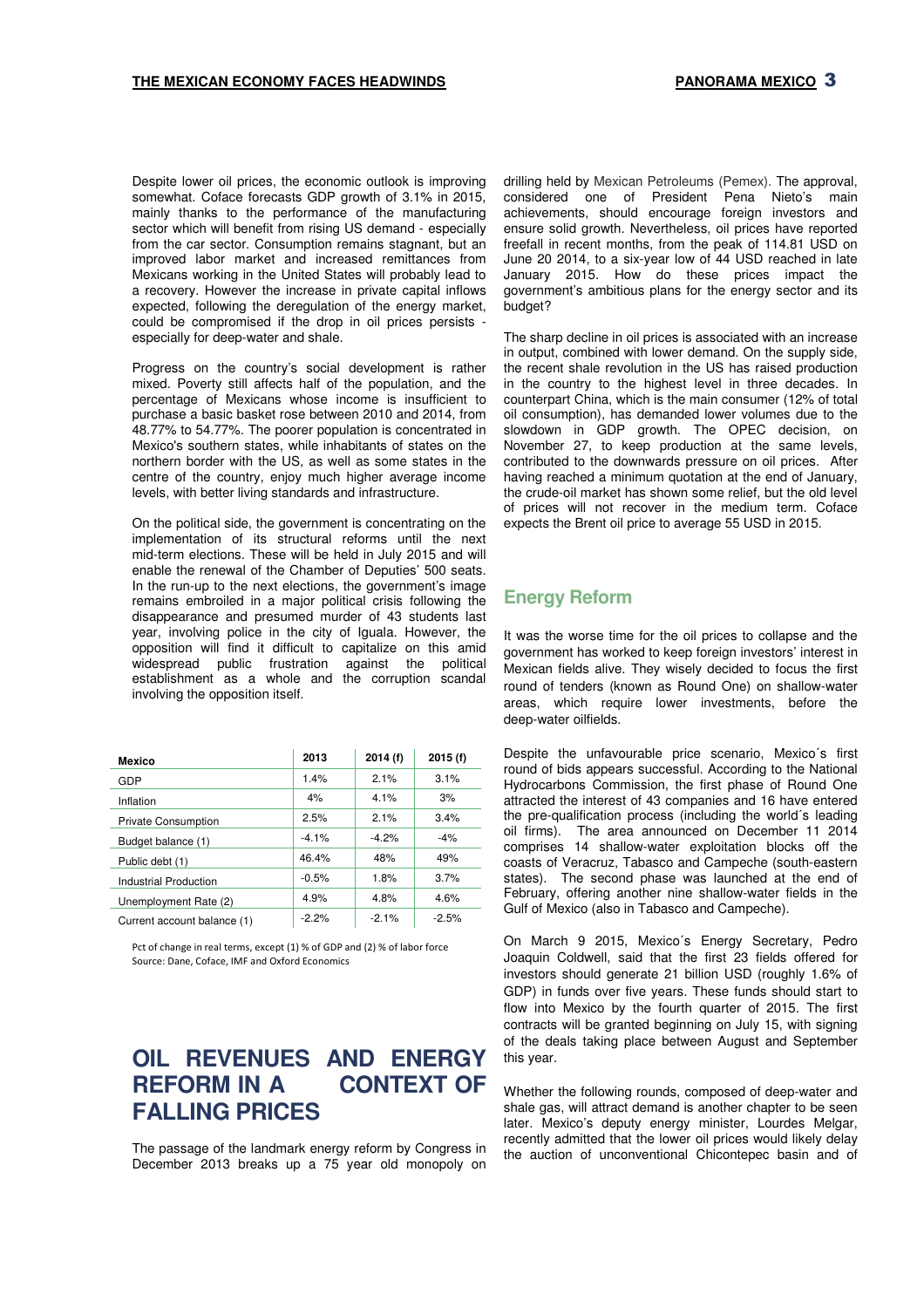Despite lower oil prices, the economic outlook is improving somewhat. Coface forecasts GDP growth of 3.1% in 2015, mainly thanks to the performance of the manufacturing sector which will benefit from rising US demand - especially from the car sector. Consumption remains stagnant, but an improved labor market and increased remittances from Mexicans working in the United States will probably lead to a recovery. However the increase in private capital inflows expected, following the deregulation of the energy market, could be compromised if the drop in oil prices persists - especially for deep-water and shale.

Progress on the country's social development is rather mixed. Poverty still affects half of the population, and the percentage of Mexicans whose income is insufficient to purchase a basic basket rose between 2010 and 2014, from 48.77% to 54.77%. The poorer population is concentrated in Mexico's southern states, while inhabitants of states on the northern border with the US, as well as some states in the centre of the country, enjoy much higher average income levels, with better living standards and infrastructure.

On the political side, the government is concentrating on the implementation of its structural reforms until the next mid-term elections. These will be held in July 2015 and will enable the renewal of the Chamber of Deputies' 500 seats. In the run-up to the next elections, the government's image remains embroiled in a major political crisis following the disappearance and presumed murder of 43 students last year, involving police in the city of Iguala. However, the opposition will find it difficult to capitalize on this amid widespread public frustration against the political establishment as a whole and the corruption scandal involving the opposition itself.

| Mexico | 2013 | 2014 (f) | 2015 (f) |
|---|---|---|---|
| GDP | 1.4% | 2.1% | 3.1% |
| Inflation | 4% | 4.1% | 3% |
| Private Consumption | 2.5% | 2.1% | 3.4% |
| Budget balance (1) | -4.1% | -4.2% | -4% |
| Public debt (1) | 46.4% | 48% | 49% |
| Industrial Production | -0.5% | 1.8% | 3.7% |
| Unemployment Rate (2) | 4.9% | 4.8% | 4.6% |
| Current account balance (1) | -2.2% | -2.1% | -2.5% |

Pct of change in real terms, except (1) % of GDP and (2) % of labor force
Source: Dane, Coface, IMF and Oxford Economics

# OIL REVENUES AND ENERGY REFORM IN A CONTEXT OF FALLING PRICES

The passage of the landmark energy reform by Congress in December 2013 breaks up a 75 year old monopoly on drilling held by Mexican Petroleums (Pemex). The approval, considered one of President Pena Nieto's main achievements, should encourage foreign investors and ensure solid growth. Nevertheless, oil prices have reported freefall in recent months, from the peak of 114.81 USD on June 20 2014, to a six-year low of 44 USD reached in late January 2015. How do these prices impact the government's ambitious plans for the energy sector and its budget?

The sharp decline in oil prices is associated with an increase in output, combined with lower demand. On the supply side, the recent shale revolution in the US has raised production in the country to the highest level in three decades. In counterpart China, which is the main consumer (12% of total oil consumption), has demanded lower volumes due to the slowdown in GDP growth. The OPEC decision, on November 27, to keep production at the same levels, contributed to the downwards pressure on oil prices. After having reached a minimum quotation at the end of January, the crude-oil market has shown some relief, but the old level of prices will not recover in the medium term. Coface expects the Brent oil price to average 55 USD in 2015.

## Energy Reform

It was the worse time for the oil prices to collapse and the government has worked to keep foreign investors' interest in Mexican fields alive. They wisely decided to focus the first round of tenders (known as Round One) on shallow-water areas, which require lower investments, before the deep-water oilfields.

Despite the unfavourable price scenario, Mexico´s first round of bids appears successful. According to the National Hydrocarbons Commission, the first phase of Round One attracted the interest of 43 companies and 16 have entered the pre-qualification process (including the world´s leading oil firms). The area announced on December 11 2014 comprises 14 shallow-water exploitation blocks off the coasts of Veracruz, Tabasco and Campeche (south-eastern states). The second phase was launched at the end of February, offering another nine shallow-water fields in the Gulf of Mexico (also in Tabasco and Campeche).

On March 9 2015, Mexico´s Energy Secretary, Pedro Joaquin Coldwell, said that the first 23 fields offered for investors should generate 21 billion USD (roughly 1.6% of GDP) in funds over five years. These funds should start to flow into Mexico by the fourth quarter of 2015. The first contracts will be granted beginning on July 15, with signing of the deals taking place between August and September this year.

Whether the following rounds, composed of deep-water and shale gas, will attract demand is another chapter to be seen later. Mexico's deputy energy minister, Lourdes Melgar, recently admitted that the lower oil prices would likely delay the auction of unconventional Chicontepec basin and of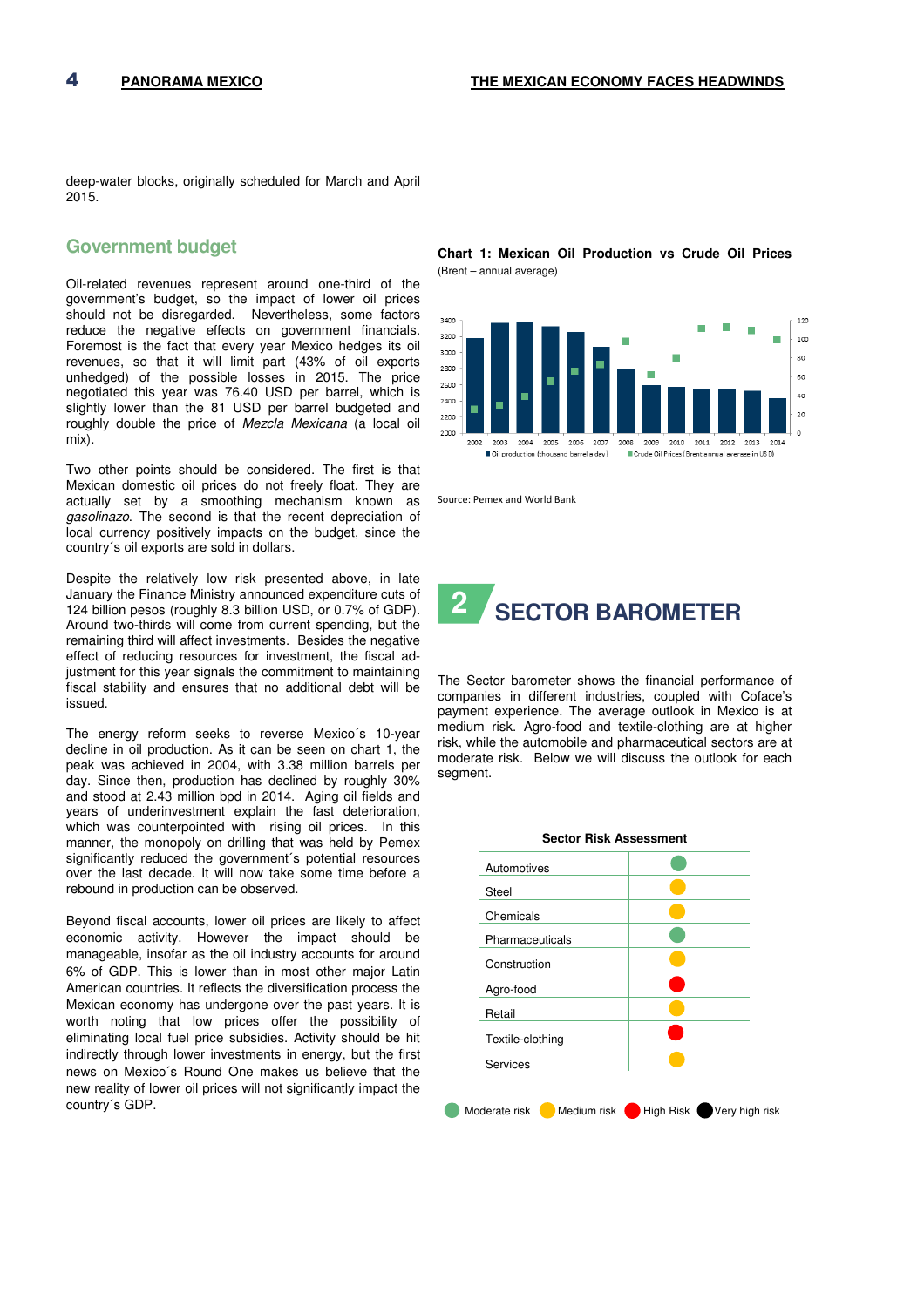deep-water blocks, originally scheduled for March and April 2015.

## Government budget

Oil-related revenues represent around one-third of the government's budget, so the impact of lower oil prices should not be disregarded. Nevertheless, some factors reduce the negative effects on government financials. Foremost is the fact that every year Mexico hedges its oil revenues, so that it will limit part (43% of oil exports unhedged) of the possible losses in 2015. The price negotiated this year was 76.40 USD per barrel, which is slightly lower than the 81 USD per barrel budgeted and roughly double the price of *Mezcla Mexicana* (a local oil mix).

Two other points should be considered. The first is that Mexican domestic oil prices do not freely float. They are actually set by a smoothing mechanism known as *gasolinazo*. The second is that the recent depreciation of local currency positively impacts on the budget, since the country´s oil exports are sold in dollars.

Despite the relatively low risk presented above, in late January the Finance Ministry announced expenditure cuts of 124 billion pesos (roughly 8.3 billion USD, or 0.7% of GDP). Around two-thirds will come from current spending, but the remaining third will affect investments. Besides the negative effect of reducing resources for investment, the fiscal adjustment for this year signals the commitment to maintaining fiscal stability and ensures that no additional debt will be issued.

The energy reform seeks to reverse Mexico´s 10-year decline in oil production. As it can be seen on chart 1, the peak was achieved in 2004, with 3.38 million barrels per day. Since then, production has declined by roughly 30% and stood at 2.43 million bpd in 2014. Aging oil fields and years of underinvestment explain the fast deterioration, which was counterpointed with rising oil prices. In this manner, the monopoly on drilling that was held by Pemex significantly reduced the government´s potential resources over the last decade. It will now take some time before a rebound in production can be observed.

Beyond fiscal accounts, lower oil prices are likely to affect economic activity. However the impact should be manageable, insofar as the oil industry accounts for around 6% of GDP. This is lower than in most other major Latin American countries. It reflects the diversification process the Mexican economy has undergone over the past years. It is worth noting that low prices offer the possibility of eliminating local fuel price subsidies. Activity should be hit indirectly through lower investments in energy, but the first news on Mexico´s Round One makes us believe that the new reality of lower oil prices will not significantly impact the country´s GDP.

**Chart 1: Mexican Oil Production vs Crude Oil Prices**
(Brent – annual average)

Source: Pemex and World Bank

## 2 SECTOR BAROMETER

The Sector barometer shows the financial performance of companies in different industries, coupled with Coface's payment experience. The average outlook in Mexico is at medium risk. Agro-food and textile-clothing are at higher risk, while the automobile and pharmaceutical sectors are at moderate risk. Below we will discuss the outlook for each segment.

**Sector Risk Assessment**

| Sector | Risk |
|---|---|
| Automotives | Moderate risk |
| Steel | Medium risk |
| Chemicals | Medium risk |
| Pharmaceuticals | Moderate risk |
| Construction | Medium risk |
| Agro-food | High Risk |
| Retail | Medium risk |
| Textile-clothing | High Risk |
| Services | Medium risk |

Moderate risk · Medium risk · High Risk · Very high risk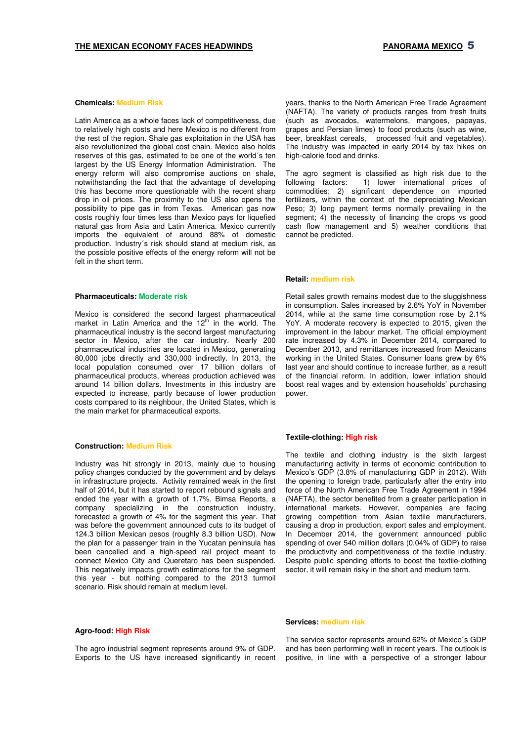**Chemicals: Medium Risk**

Latin America as a whole faces lack of competitiveness, due to relatively high costs and here Mexico is no different from the rest of the region. Shale gas exploitation in the USA has also revolutionized the global cost chain. Mexico also holds reserves of this gas, estimated to be one of the world´s ten largest by the US Energy Information Administration. The energy reform will also compromise auctions on shale, notwithstanding the fact that the advantage of developing this has become more questionable with the recent sharp drop in oil prices. The proximity to the US also opens the possibility to pipe gas in from Texas. American gas now costs roughly four times less than Mexico pays for liquefied natural gas from Asia and Latin America. Mexico currently imports the equivalent of around 88% of domestic production. Industry´s risk should stand at medium risk, as the possible positive effects of the energy reform will not be felt in the short term.

**Pharmaceuticals: Moderate risk**

Mexico is considered the second largest pharmaceutical market in Latin America and the 12th in the world. The pharmaceutical industry is the second largest manufacturing sector in Mexico, after the car industry. Nearly 200 pharmaceutical industries are located in Mexico, generating 80,000 jobs directly and 330,000 indirectly. In 2013, the local population consumed over 17 billion dollars of pharmaceutical products, whereas production achieved was around 14 billion dollars. Investments in this industry are expected to increase, partly because of lower production costs compared to its neighbour, the United States, which is the main market for pharmaceutical exports.

**Construction: Medium Risk**

Industry was hit strongly in 2013, mainly due to housing policy changes conducted by the government and by delays in infrastructure projects. Activity remained weak in the first half of 2014, but it has started to report rebound signals and ended the year with a growth of 1.7%. Bimsa Reports, a company specializing in the construction industry, forecasted a growth of 4% for the segment this year. That was before the government announced cuts to its budget of 124.3 billion Mexican pesos (roughly 8.3 billion USD). Now the plan for a passenger train in the Yucatan peninsula has been cancelled and a high-speed rail project meant to connect Mexico City and Queretaro has been suspended. This negatively impacts growth estimations for the segment this year - but nothing compared to the 2013 turmoil scenario. Risk should remain at medium level.

**Agro-food: High Risk**

The agro industrial segment represents around 9% of GDP. Exports to the US have increased significantly in recent years, thanks to the North American Free Trade Agreement (NAFTA). The variety of products ranges from fresh fruits (such as avocados, watermelons, mangoes, papayas, grapes and Persian limes) to food products (such as wine, beer, breakfast cereals, processed fruit and vegetables). The industry was impacted in early 2014 by tax hikes on high-calorie food and drinks.

The agro segment is classified as high risk due to the following factors: 1) lower international prices of commodities; 2) significant dependence on imported fertilizers, within the context of the depreciating Mexican Peso; 3) long payment terms normally prevailing in the segment; 4) the necessity of financing the crops vs good cash flow management and 5) weather conditions that cannot be predicted.

**Retail: medium risk**

Retail sales growth remains modest due to the sluggishness in consumption. Sales increased by 2.6% YoY in November 2014, while at the same time consumption rose by 2.1% YoY. A moderate recovery is expected to 2015, given the improvement in the labour market. The official employment rate increased by 4.3% in December 2014, compared to December 2013, and remittances increased from Mexicans working in the United States. Consumer loans grew by 6% last year and should continue to increase further, as a result of the financial reform. In addition, lower inflation should boost real wages and by extension households' purchasing power.

**Textile-clothing: High risk**

The textile and clothing industry is the sixth largest manufacturing activity in terms of economic contribution to Mexico's GDP (3.8% of manufacturing GDP in 2012). With the opening to foreign trade, particularly after the entry into force of the North American Free Trade Agreement in 1994 (NAFTA), the sector benefited from a greater participation in international markets. However, companies are facing growing competition from Asian textile manufacturers, causing a drop in production, export sales and employment. In December 2014, the government announced public spending of over 540 million dollars (0.04% of GDP) to raise the productivity and competitiveness of the textile industry. Despite public spending efforts to boost the textile-clothing sector, it will remain risky in the short and medium term.

**Services: medium risk**

The service sector represents around 62% of Mexico´s GDP and has been performing well in recent years. The outlook is positive, in line with a perspective of a stronger labour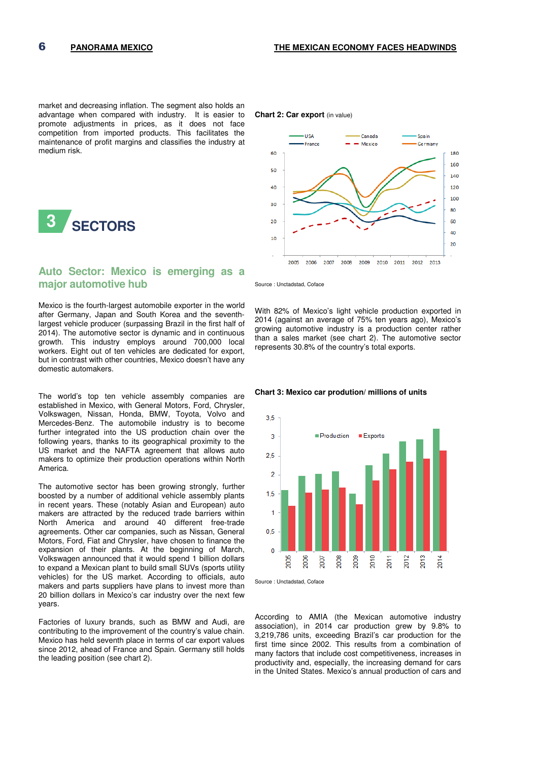market and decreasing inflation. The segment also holds an advantage when compared with industry. It is easier to promote adjustments in prices, as it does not face competition from imported products. This facilitates the maintenance of profit margins and classifies the industry at medium risk.

# 3 SECTORS

## Auto Sector: Mexico is emerging as a major automotive hub

Mexico is the fourth-largest automobile exporter in the world after Germany, Japan and South Korea and the seventh-largest vehicle producer (surpassing Brazil in the first half of 2014). The automotive sector is dynamic and in continuous growth. This industry employs around 700,000 local workers. Eight out of ten vehicles are dedicated for export, but in contrast with other countries, Mexico doesn't have any domestic automakers.

The world's top ten vehicle assembly companies are established in Mexico, with General Motors, Ford, Chrysler, Volkswagen, Nissan, Honda, BMW, Toyota, Volvo and Mercedes-Benz. The automobile industry is to become further integrated into the US production chain over the following years, thanks to its geographical proximity to the US market and the NAFTA agreement that allows auto makers to optimize their production operations within North America.

The automotive sector has been growing strongly, further boosted by a number of additional vehicle assembly plants in recent years. These (notably Asian and European) auto makers are attracted by the reduced trade barriers within North America and around 40 different free-trade agreements. Other car companies, such as Nissan, General Motors, Ford, Fiat and Chrysler, have chosen to finance the expansion of their plants. At the beginning of March, Volkswagen announced that it would spend 1 billion dollars to expand a Mexican plant to build small SUVs (sports utility vehicles) for the US market. According to officials, auto makers and parts suppliers have plans to invest more than 20 billion dollars in Mexico's car industry over the next few years.

Factories of luxury brands, such as BMW and Audi, are contributing to the improvement of the country's value chain. Mexico has held seventh place in terms of car export values since 2012, ahead of France and Spain. Germany still holds the leading position (see chart 2).

**Chart 2: Car export** (in value)

USA, Canada, Spain, France, Mexico, Germany

60, 50, 40, 30, 20, 10

180, 160, 140, 120, 100, 80, 60, 40, 20

2005 2006 2007 2008 2009 2010 2011 2012 2013

Source : Unctadstad, Coface

With 82% of Mexico's light vehicle production exported in 2014 (against an average of 75% ten years ago), Mexico's growing automotive industry is a production center rather than a sales market (see chart 2). The automotive sector represents 30.8% of the country's total exports.

**Chart 3: Mexico car prodution/ millions of units**

Production, Exports

3,5, 3, 2,5, 2, 1,5, 1, 0,5, 0

2005 2006 2007 2008 2009 2010 2011 2012 2013 2014

Source : Unctadstad, Coface

According to AMIA (the Mexican automotive industry association), in 2014 car production grew by 9.8% to 3,219,786 units, exceeding Brazil's car production for the first time since 2002. This results from a combination of many factors that include cost competitiveness, increases in productivity and, especially, the increasing demand for cars in the United States. Mexico's annual production of cars and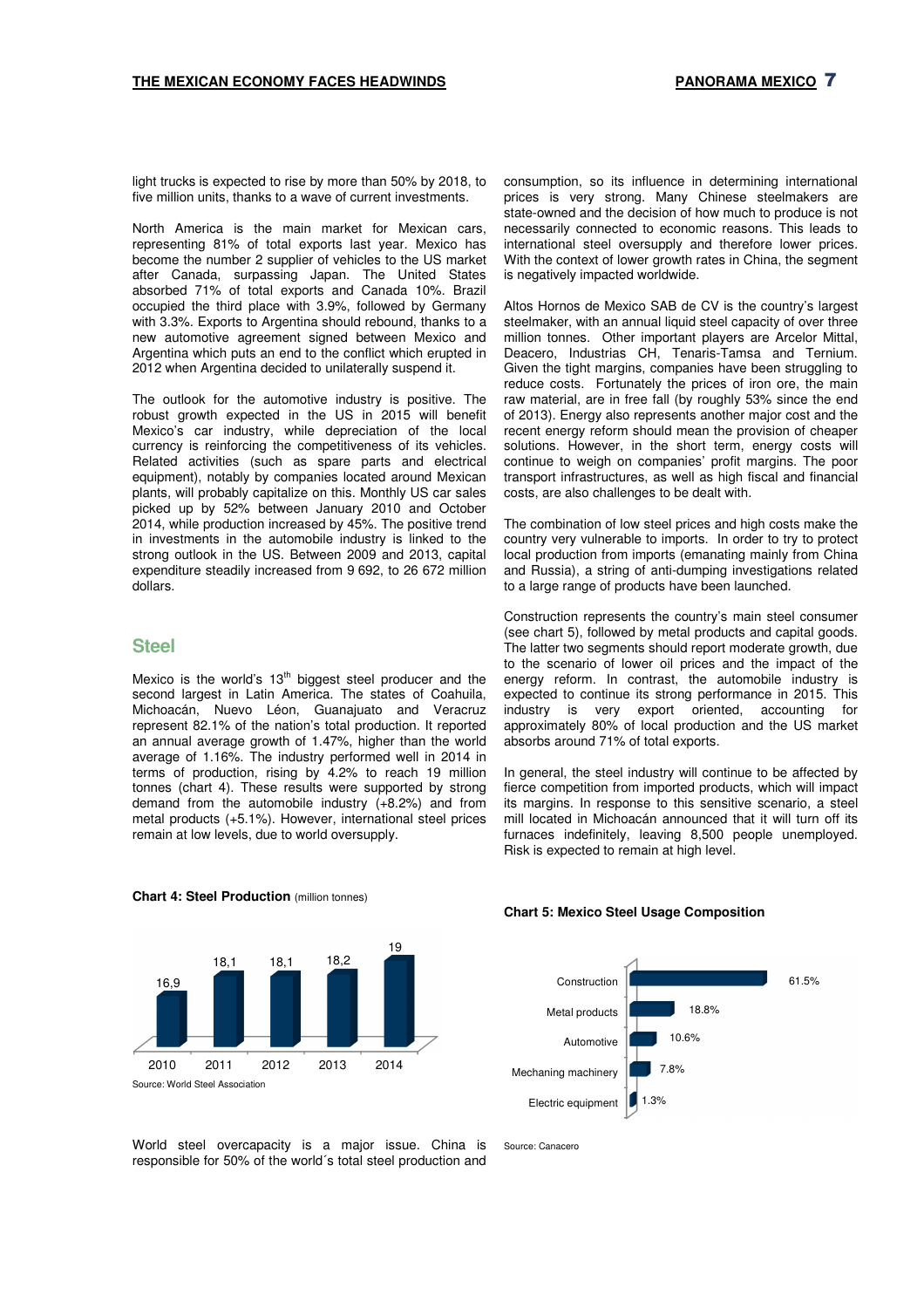light trucks is expected to rise by more than 50% by 2018, to five million units, thanks to a wave of current investments.

North America is the main market for Mexican cars, representing 81% of total exports last year. Mexico has become the number 2 supplier of vehicles to the US market after Canada, surpassing Japan. The United States absorbed 71% of total exports and Canada 10%. Brazil occupied the third place with 3.9%, followed by Germany with 3.3%. Exports to Argentina should rebound, thanks to a new automotive agreement signed between Mexico and Argentina which puts an end to the conflict which erupted in 2012 when Argentina decided to unilaterally suspend it.

The outlook for the automotive industry is positive. The robust growth expected in the US in 2015 will benefit Mexico's car industry, while depreciation of the local currency is reinforcing the competitiveness of its vehicles. Related activities (such as spare parts and electrical equipment), notably by companies located around Mexican plants, will probably capitalize on this. Monthly US car sales picked up by 52% between January 2010 and October 2014, while production increased by 45%. The positive trend in investments in the automobile industry is linked to the strong outlook in the US. Between 2009 and 2013, capital expenditure steadily increased from 9 692, to 26 672 million dollars.

## Steel

Mexico is the world's 13th biggest steel producer and the second largest in Latin America. The states of Coahuila, Michoacán, Nuevo Léon, Guanajuato and Veracruz represent 82.1% of the nation's total production. It reported an annual average growth of 1.47%, higher than the world average of 1.16%. The industry performed well in 2014 in terms of production, rising by 4.2% to reach 19 million tonnes (chart 4). These results were supported by strong demand from the automobile industry (+8.2%) and from metal products (+5.1%). However, international steel prices remain at low levels, due to world oversupply.

**Chart 4: Steel Production** (million tonnes)

16,9
18,1
18,1
18,2
19

2010
2011
2012
2013
2014

Source: World Steel Association

World steel overcapacity is a major issue. China is responsible for 50% of the world´s total steel production and consumption, so its influence in determining international prices is very strong. Many Chinese steelmakers are state-owned and the decision of how much to produce is not necessarily connected to economic reasons. This leads to international steel oversupply and therefore lower prices. With the context of lower growth rates in China, the segment is negatively impacted worldwide.

Altos Hornos de Mexico SAB de CV is the country's largest steelmaker, with an annual liquid steel capacity of over three million tonnes. Other important players are Arcelor Mittal, Deacero, Industrias CH, Tenaris-Tamsa and Ternium. Given the tight margins, companies have been struggling to reduce costs. Fortunately the prices of iron ore, the main raw material, are in free fall (by roughly 53% since the end of 2013). Energy also represents another major cost and the recent energy reform should mean the provision of cheaper solutions. However, in the short term, energy costs will continue to weigh on companies' profit margins. The poor transport infrastructures, as well as high fiscal and financial costs, are also challenges to be dealt with.

The combination of low steel prices and high costs make the country very vulnerable to imports. In order to try to protect local production from imports (emanating mainly from China and Russia), a string of anti-dumping investigations related to a large range of products have been launched.

Construction represents the country's main steel consumer (see chart 5), followed by metal products and capital goods. The latter two segments should report moderate growth, due to the scenario of lower oil prices and the impact of the energy reform. In contrast, the automobile industry is expected to continue its strong performance in 2015. This industry is very export oriented, accounting for approximately 80% of local production and the US market absorbs around 71% of total exports.

In general, the steel industry will continue to be affected by fierce competition from imported products, which will impact its margins. In response to this sensitive scenario, a steel mill located in Michoacán announced that it will turn off its furnaces indefinitely, leaving 8,500 people unemployed. Risk is expected to remain at high level.

**Chart 5: Mexico Steel Usage Composition**

Construction 61.5%
Metal products 18.8%
Automotive 10.6%
Mechaning machinery 7.8%
Electric equipment 1.3%

Source: Canacero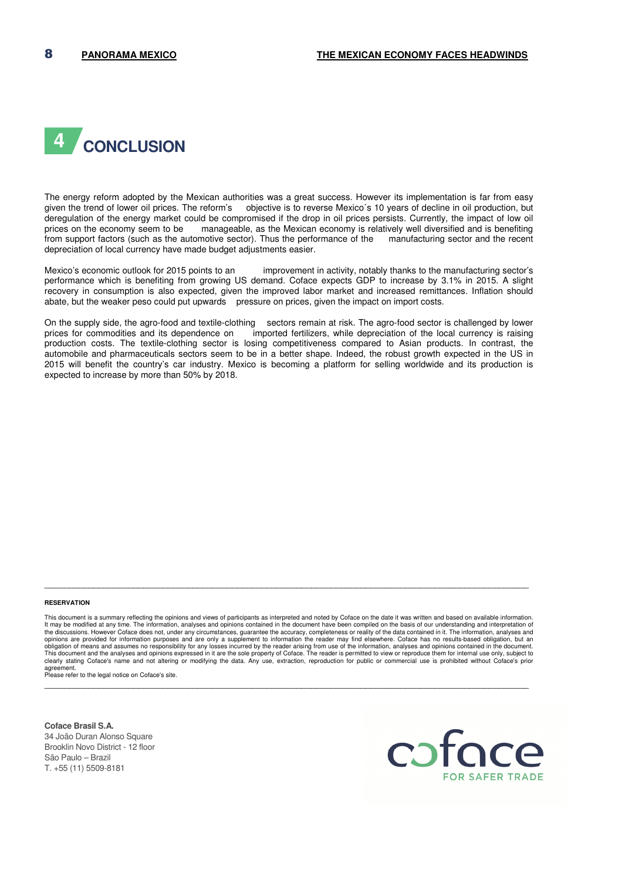# 4 CONCLUSION

The energy reform adopted by the Mexican authorities was a great success. However its implementation is far from easy given the trend of lower oil prices. The reform's objective is to reverse Mexico´s 10 years of decline in oil production, but deregulation of the energy market could be compromised if the drop in oil prices persists. Currently, the impact of low oil prices on the economy seem to be manageable, as the Mexican economy is relatively well diversified and is benefiting from support factors (such as the automotive sector). Thus the performance of the manufacturing sector and the recent depreciation of local currency have made budget adjustments easier.

Mexico's economic outlook for 2015 points to an improvement in activity, notably thanks to the manufacturing sector's performance which is benefiting from growing US demand. Coface expects GDP to increase by 3.1% in 2015. A slight recovery in consumption is also expected, given the improved labor market and increased remittances. Inflation should abate, but the weaker peso could put upwards pressure on prices, given the impact on import costs.

On the supply side, the agro-food and textile-clothing sectors remain at risk. The agro-food sector is challenged by lower prices for commodities and its dependence on imported fertilizers, while depreciation of the local currency is raising production costs. The textile-clothing sector is losing competitiveness compared to Asian products. In contrast, the automobile and pharmaceuticals sectors seem to be in a better shape. Indeed, the robust growth expected in the US in 2015 will benefit the country's car industry. Mexico is becoming a platform for selling worldwide and its production is expected to increase by more than 50% by 2018.

---

**RESERVATION**

This document is a summary reflecting the opinions and views of participants as interpreted and noted by Coface on the date it was written and based on available information. It may be modified at any time. The information, analyses and opinions contained in the document have been compiled on the basis of our understanding and interpretation of the discussions. However Coface does not, under any circumstances, guarantee the accuracy, completeness or reality of the data contained in it. The information, analyses and opinions are provided for information purposes and are only a supplement to information the reader may find elsewhere. Coface has no results-based obligation, but an obligation of means and assumes no responsibility for any losses incurred by the reader arising from use of the information, analyses and opinions contained in the document. This document and the analyses and opinions expressed in it are the sole property of Coface. The reader is permitted to view or reproduce them for internal use only, subject to clearly stating Coface's name and not altering or modifying the data. Any use, extraction, reproduction for public or commercial use is prohibited without Coface's prior agreement.
Please refer to the legal notice on Coface's site.

---

**Coface Brasil S.A.**
34 João Duran Alonso Square
Brooklin Novo District - 12 floor
São Paulo – Brazil
T. +55 (11) 5509-8181

coface
FOR SAFER TRADE